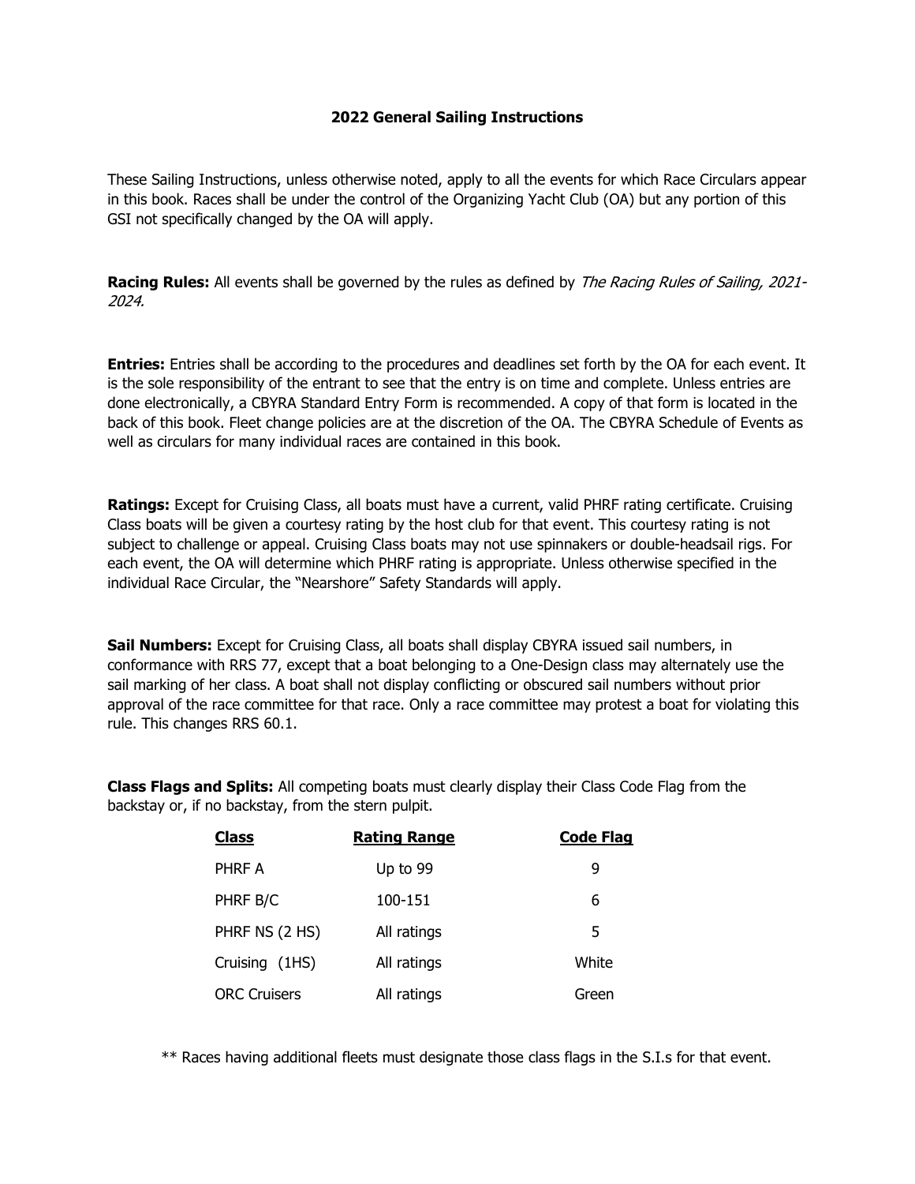# 2022 General Sailing Instructions

These Sailing Instructions, unless otherwise noted, apply to all the events for which Race Circulars appear in this book. Races shall be under the control of the Organizing Yacht Club (OA) but any portion of this GSI not specifically changed by the OA will apply.

**Racing Rules:** All events shall be governed by the rules as defined by *The Racing Rules of Sailing, 2021-2024.*

**Entries:** Entries shall be according to the procedures and deadlines set forth by the OA for each event. It is the sole responsibility of the entrant to see that the entry is on time and complete. Unless entries are done electronically, a CBYRA Standard Entry Form is recommended. A copy of that form is located in the back of this book. Fleet change policies are at the discretion of the OA. The CBYRA Schedule of Events as well as circulars for many individual races are contained in this book.

**Ratings:** Except for Cruising Class, all boats must have a current, valid PHRF rating certificate. Cruising Class boats will be given a courtesy rating by the host club for that event. This courtesy rating is not subject to challenge or appeal. Cruising Class boats may not use spinnakers or double-headsail rigs. For each event, the OA will determine which PHRF rating is appropriate. Unless otherwise specified in the individual Race Circular, the "Nearshore" Safety Standards will apply.

**Sail Numbers:** Except for Cruising Class, all boats shall display CBYRA issued sail numbers, in conformance with RRS 77, except that a boat belonging to a One-Design class may alternately use the sail marking of her class. A boat shall not display conflicting or obscured sail numbers without prior approval of the race committee for that race. Only a race committee may protest a boat for violating this rule. This changes RRS 60.1.

**Class Flags and Splits:** All competing boats must clearly display their Class Code Flag from the backstay or, if no backstay, from the stern pulpit.

| Class | Rating Range | Code Flag |
|---|---|---|
| PHRF A | Up to 99 | 9 |
| PHRF B/C | 100-151 | 6 |
| PHRF NS (2 HS) | All ratings | 5 |
| Cruising (1HS) | All ratings | White |
| ORC Cruisers | All ratings | Green |

** Races having additional fleets must designate those class flags in the S.I.s for that event.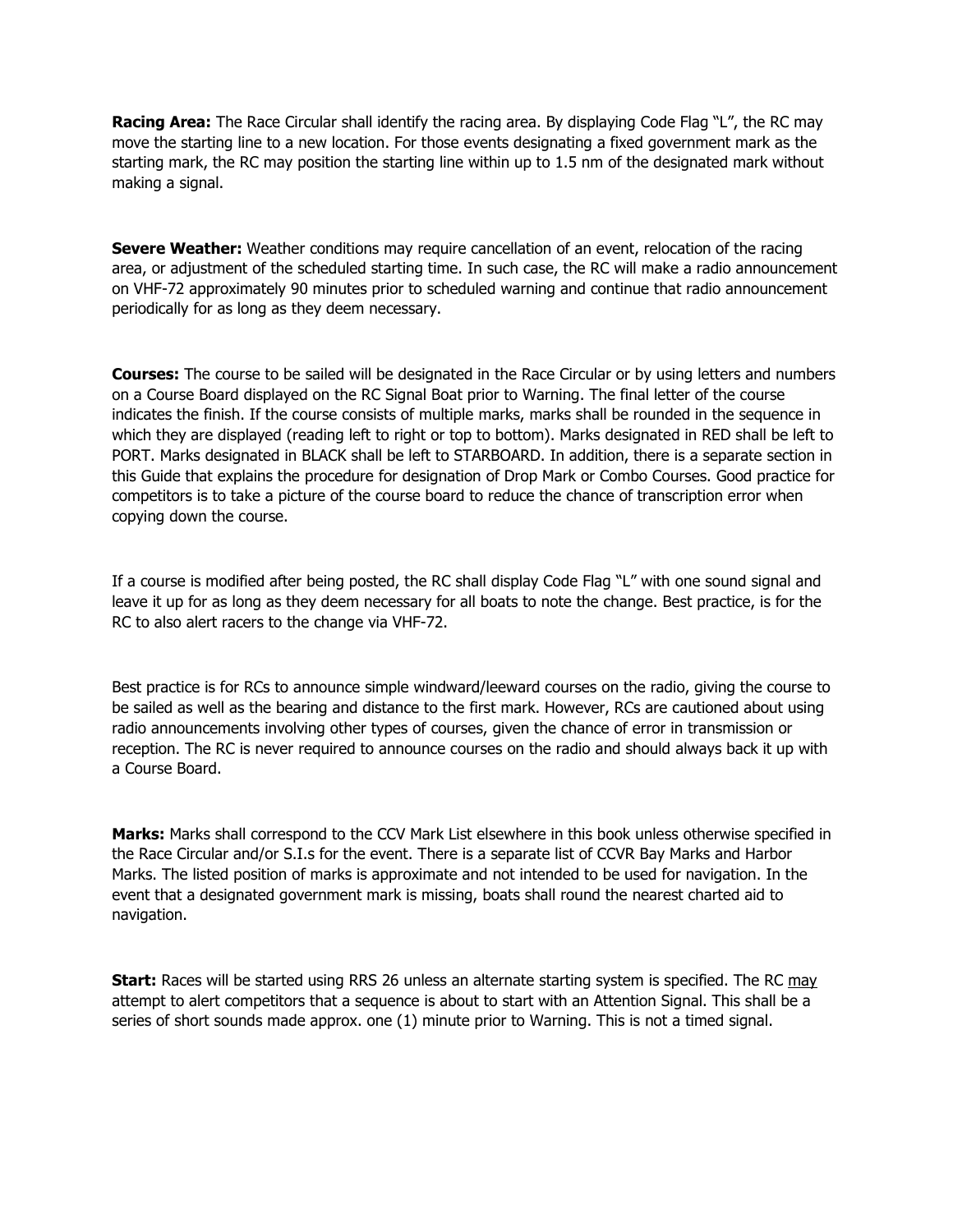**Racing Area:** The Race Circular shall identify the racing area. By displaying Code Flag "L", the RC may move the starting line to a new location. For those events designating a fixed government mark as the starting mark, the RC may position the starting line within up to 1.5 nm of the designated mark without making a signal.

**Severe Weather:** Weather conditions may require cancellation of an event, relocation of the racing area, or adjustment of the scheduled starting time. In such case, the RC will make a radio announcement on VHF-72 approximately 90 minutes prior to scheduled warning and continue that radio announcement periodically for as long as they deem necessary.

**Courses:** The course to be sailed will be designated in the Race Circular or by using letters and numbers on a Course Board displayed on the RC Signal Boat prior to Warning. The final letter of the course indicates the finish. If the course consists of multiple marks, marks shall be rounded in the sequence in which they are displayed (reading left to right or top to bottom). Marks designated in RED shall be left to PORT. Marks designated in BLACK shall be left to STARBOARD. In addition, there is a separate section in this Guide that explains the procedure for designation of Drop Mark or Combo Courses. Good practice for competitors is to take a picture of the course board to reduce the chance of transcription error when copying down the course.

If a course is modified after being posted, the RC shall display Code Flag "L" with one sound signal and leave it up for as long as they deem necessary for all boats to note the change. Best practice, is for the RC to also alert racers to the change via VHF-72.

Best practice is for RCs to announce simple windward/leeward courses on the radio, giving the course to be sailed as well as the bearing and distance to the first mark. However, RCs are cautioned about using radio announcements involving other types of courses, given the chance of error in transmission or reception. The RC is never required to announce courses on the radio and should always back it up with a Course Board.

**Marks:** Marks shall correspond to the CCV Mark List elsewhere in this book unless otherwise specified in the Race Circular and/or S.I.s for the event. There is a separate list of CCVR Bay Marks and Harbor Marks. The listed position of marks is approximate and not intended to be used for navigation. In the event that a designated government mark is missing, boats shall round the nearest charted aid to navigation.

**Start:** Races will be started using RRS 26 unless an alternate starting system is specified. The RC may attempt to alert competitors that a sequence is about to start with an Attention Signal. This shall be a series of short sounds made approx. one (1) minute prior to Warning. This is not a timed signal.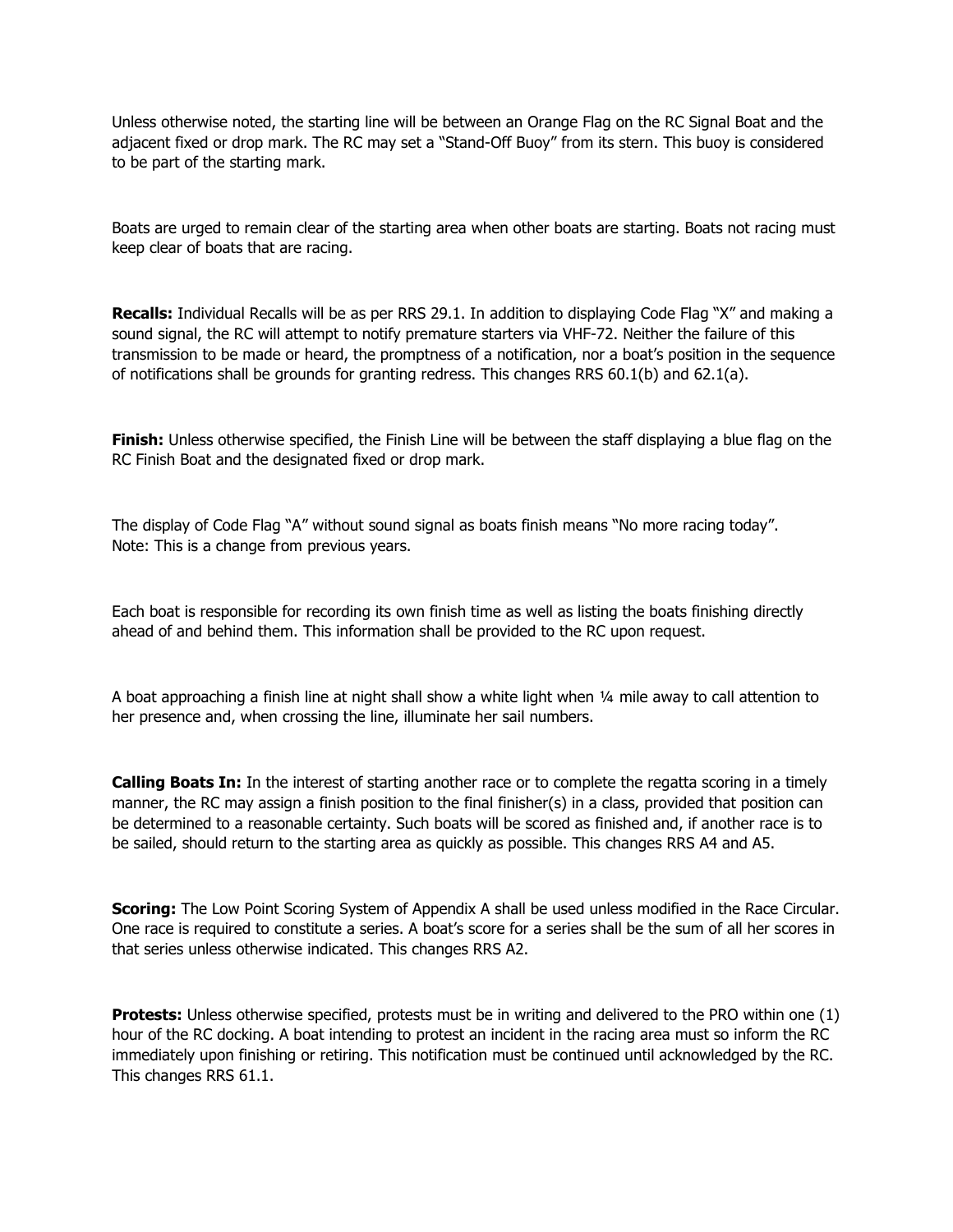Unless otherwise noted, the starting line will be between an Orange Flag on the RC Signal Boat and the adjacent fixed or drop mark. The RC may set a "Stand-Off Buoy" from its stern. This buoy is considered to be part of the starting mark.

Boats are urged to remain clear of the starting area when other boats are starting. Boats not racing must keep clear of boats that are racing.

**Recalls:** Individual Recalls will be as per RRS 29.1. In addition to displaying Code Flag "X" and making a sound signal, the RC will attempt to notify premature starters via VHF-72. Neither the failure of this transmission to be made or heard, the promptness of a notification, nor a boat's position in the sequence of notifications shall be grounds for granting redress. This changes RRS 60.1(b) and 62.1(a).

**Finish:** Unless otherwise specified, the Finish Line will be between the staff displaying a blue flag on the RC Finish Boat and the designated fixed or drop mark.

The display of Code Flag "A" without sound signal as boats finish means "No more racing today". Note: This is a change from previous years.

Each boat is responsible for recording its own finish time as well as listing the boats finishing directly ahead of and behind them. This information shall be provided to the RC upon request.

A boat approaching a finish line at night shall show a white light when ¼ mile away to call attention to her presence and, when crossing the line, illuminate her sail numbers.

**Calling Boats In:** In the interest of starting another race or to complete the regatta scoring in a timely manner, the RC may assign a finish position to the final finisher(s) in a class, provided that position can be determined to a reasonable certainty. Such boats will be scored as finished and, if another race is to be sailed, should return to the starting area as quickly as possible. This changes RRS A4 and A5.

**Scoring:** The Low Point Scoring System of Appendix A shall be used unless modified in the Race Circular. One race is required to constitute a series. A boat's score for a series shall be the sum of all her scores in that series unless otherwise indicated. This changes RRS A2.

**Protests:** Unless otherwise specified, protests must be in writing and delivered to the PRO within one (1) hour of the RC docking. A boat intending to protest an incident in the racing area must so inform the RC immediately upon finishing or retiring. This notification must be continued until acknowledged by the RC. This changes RRS 61.1.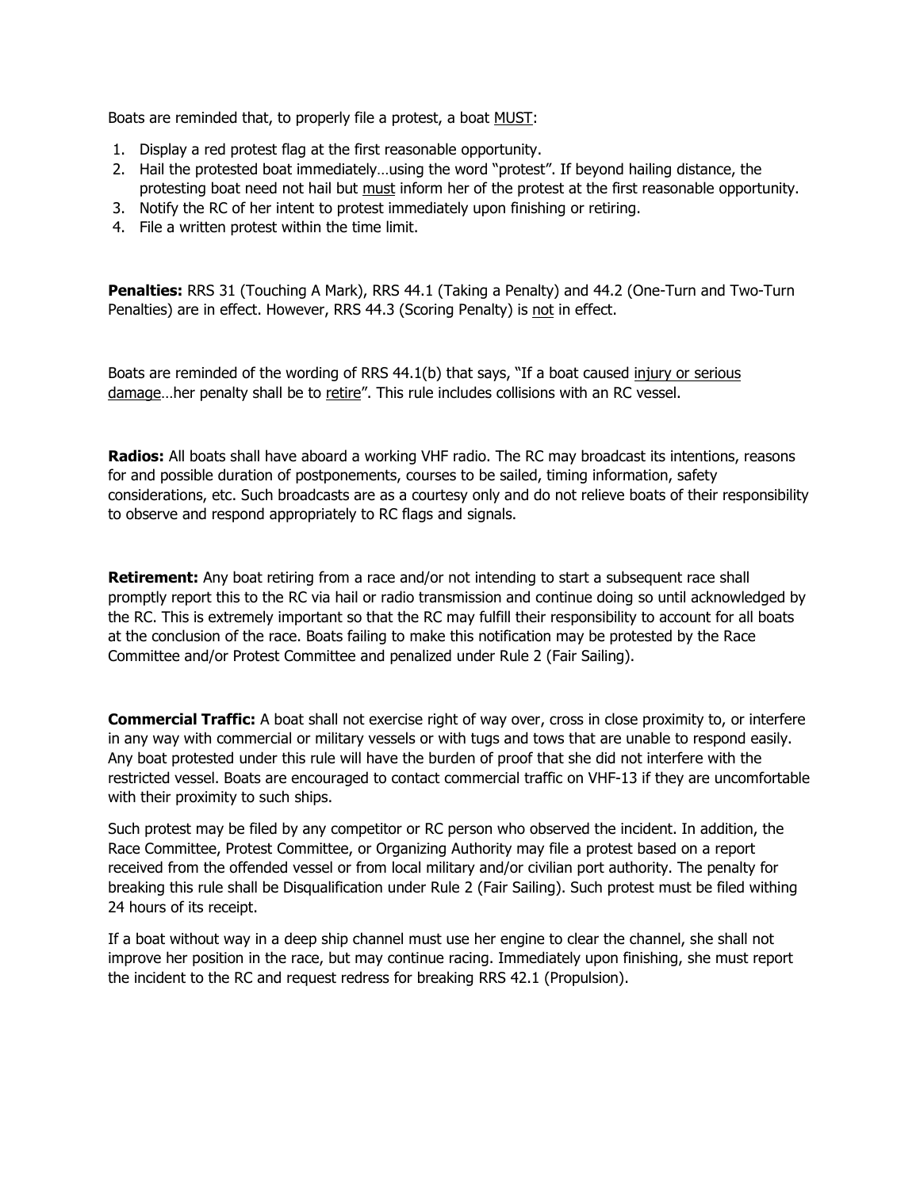Boats are reminded that, to properly file a protest, a boat <u>MUST</u>:

1. Display a red protest flag at the first reasonable opportunity.
2. Hail the protested boat immediately…using the word "protest". If beyond hailing distance, the protesting boat need not hail but <u>must</u> inform her of the protest at the first reasonable opportunity.
3. Notify the RC of her intent to protest immediately upon finishing or retiring.
4. File a written protest within the time limit.

**Penalties:** RRS 31 (Touching A Mark), RRS 44.1 (Taking a Penalty) and 44.2 (One-Turn and Two-Turn Penalties) are in effect. However, RRS 44.3 (Scoring Penalty) is <u>not</u> in effect.

Boats are reminded of the wording of RRS 44.1(b) that says, "If a boat caused <u>injury or serious damage</u>…her penalty shall be to <u>retire</u>". This rule includes collisions with an RC vessel.

**Radios:** All boats shall have aboard a working VHF radio. The RC may broadcast its intentions, reasons for and possible duration of postponements, courses to be sailed, timing information, safety considerations, etc. Such broadcasts are as a courtesy only and do not relieve boats of their responsibility to observe and respond appropriately to RC flags and signals.

**Retirement:** Any boat retiring from a race and/or not intending to start a subsequent race shall promptly report this to the RC via hail or radio transmission and continue doing so until acknowledged by the RC. This is extremely important so that the RC may fulfill their responsibility to account for all boats at the conclusion of the race. Boats failing to make this notification may be protested by the Race Committee and/or Protest Committee and penalized under Rule 2 (Fair Sailing).

**Commercial Traffic:** A boat shall not exercise right of way over, cross in close proximity to, or interfere in any way with commercial or military vessels or with tugs and tows that are unable to respond easily. Any boat protested under this rule will have the burden of proof that she did not interfere with the restricted vessel. Boats are encouraged to contact commercial traffic on VHF-13 if they are uncomfortable with their proximity to such ships.

Such protest may be filed by any competitor or RC person who observed the incident. In addition, the Race Committee, Protest Committee, or Organizing Authority may file a protest based on a report received from the offended vessel or from local military and/or civilian port authority. The penalty for breaking this rule shall be Disqualification under Rule 2 (Fair Sailing). Such protest must be filed withing 24 hours of its receipt.

If a boat without way in a deep ship channel must use her engine to clear the channel, she shall not improve her position in the race, but may continue racing. Immediately upon finishing, she must report the incident to the RC and request redress for breaking RRS 42.1 (Propulsion).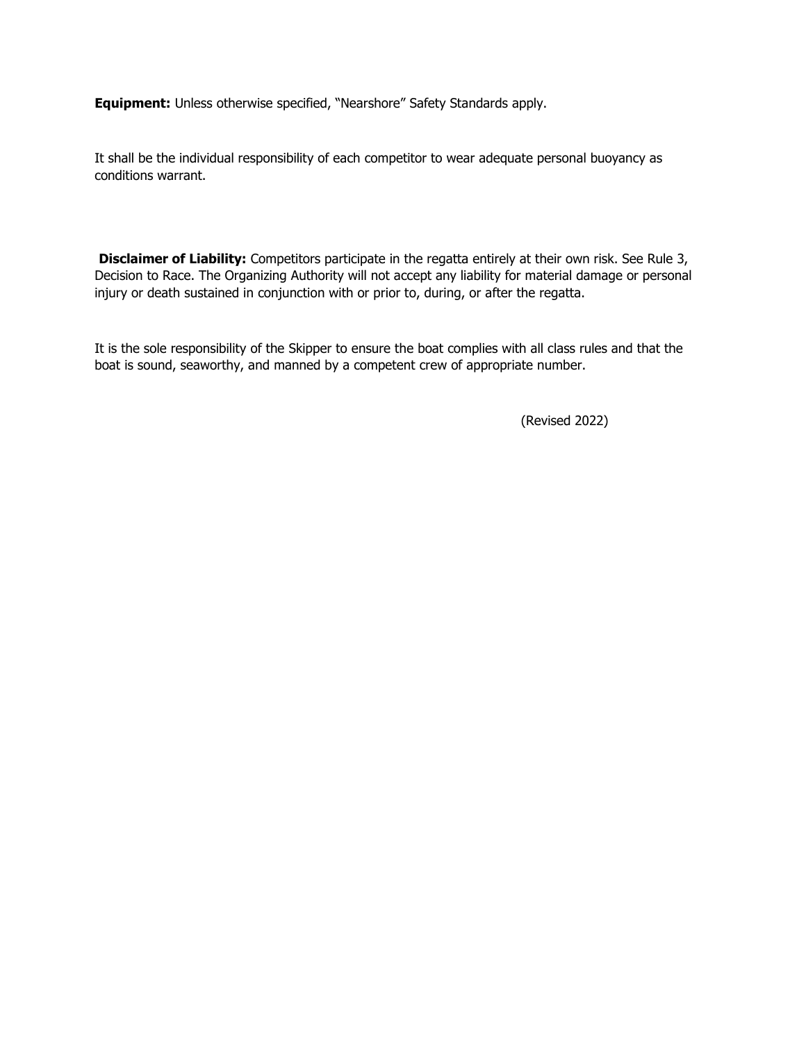**Equipment:** Unless otherwise specified, "Nearshore" Safety Standards apply.

It shall be the individual responsibility of each competitor to wear adequate personal buoyancy as conditions warrant.

**Disclaimer of Liability:** Competitors participate in the regatta entirely at their own risk. See Rule 3, Decision to Race. The Organizing Authority will not accept any liability for material damage or personal injury or death sustained in conjunction with or prior to, during, or after the regatta.

It is the sole responsibility of the Skipper to ensure the boat complies with all class rules and that the boat is sound, seaworthy, and manned by a competent crew of appropriate number.

(Revised 2022)